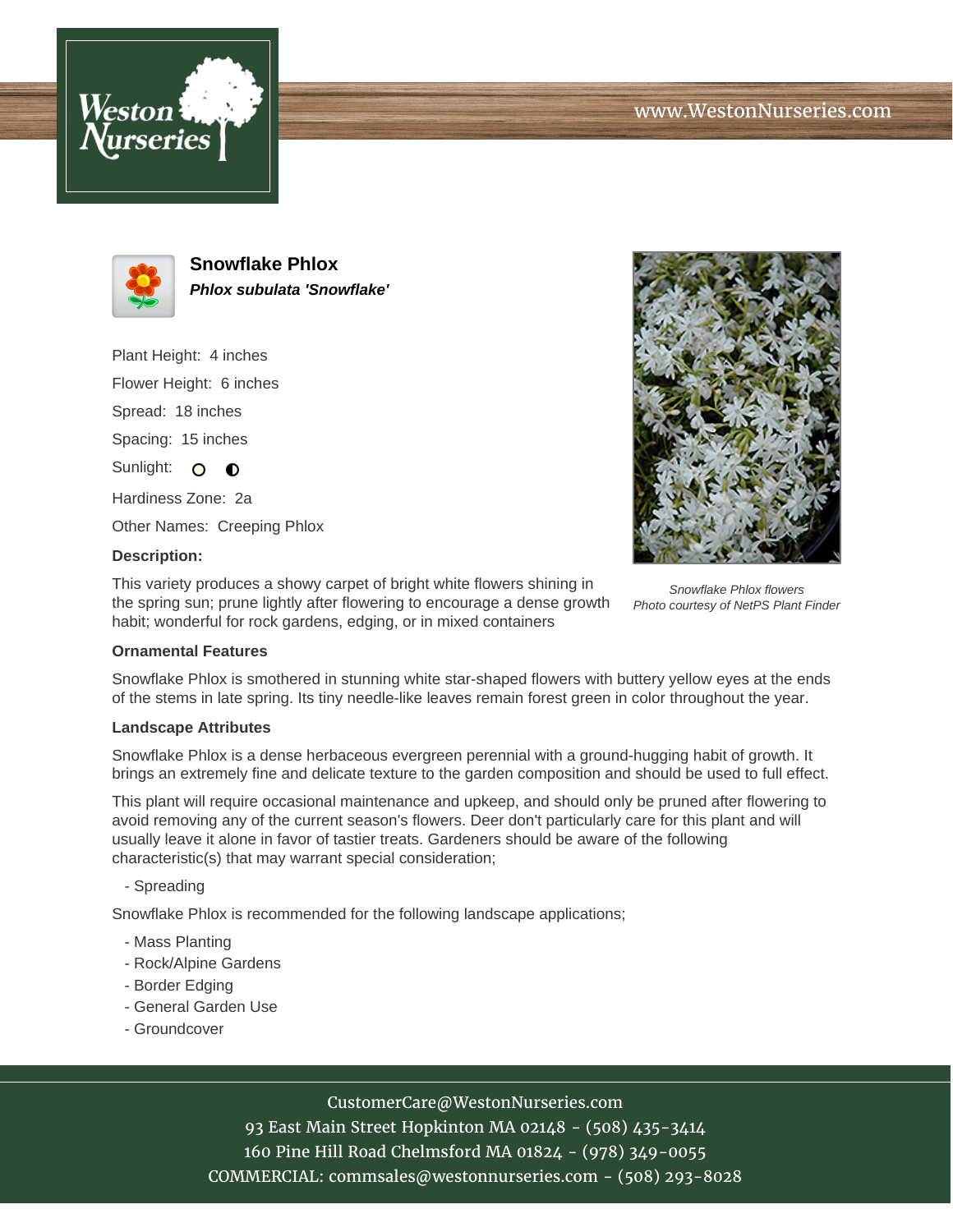# Snowflake Phlox

***Phlox subulata 'Snowflake'***

Plant Height: 4 inches

Flower Height: 6 inches

Spread: 18 inches

Spacing: 15 inches

Sunlight: ○ ◐

Hardiness Zone: 2a

Other Names: Creeping Phlox

**Description:**

This variety produces a showy carpet of bright white flowers shining in the spring sun; prune lightly after flowering to encourage a dense growth habit; wonderful for rock gardens, edging, or in mixed containers

*Snowflake Phlox flowers*
*Photo courtesy of NetPS Plant Finder*

## Ornamental Features

Snowflake Phlox is smothered in stunning white star-shaped flowers with buttery yellow eyes at the ends of the stems in late spring. Its tiny needle-like leaves remain forest green in color throughout the year.

## Landscape Attributes

Snowflake Phlox is a dense herbaceous evergreen perennial with a ground-hugging habit of growth. It brings an extremely fine and delicate texture to the garden composition and should be used to full effect.

This plant will require occasional maintenance and upkeep, and should only be pruned after flowering to avoid removing any of the current season's flowers. Deer don't particularly care for this plant and will usually leave it alone in favor of tastier treats. Gardeners should be aware of the following characteristic(s) that may warrant special consideration;

- Spreading

Snowflake Phlox is recommended for the following landscape applications;

- Mass Planting
- Rock/Alpine Gardens
- Border Edging
- General Garden Use
- Groundcover

CustomerCare@WestonNurseries.com
93 East Main Street Hopkinton MA 02148 - (508) 435-3414
160 Pine Hill Road Chelmsford MA 01824 - (978) 349-0055
COMMERCIAL: commsales@westonnurseries.com - (508) 293-8028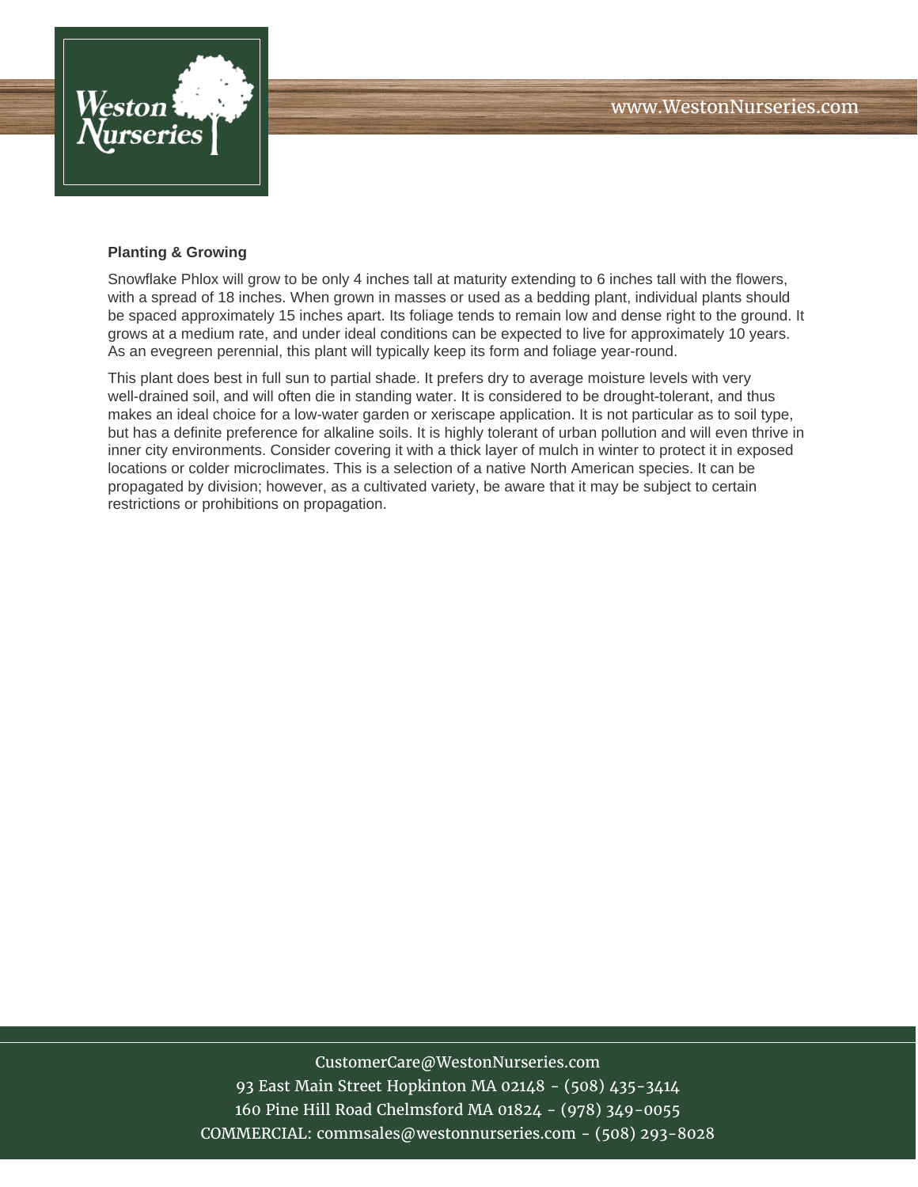**Planting & Growing**

Snowflake Phlox will grow to be only 4 inches tall at maturity extending to 6 inches tall with the flowers, with a spread of 18 inches. When grown in masses or used as a bedding plant, individual plants should be spaced approximately 15 inches apart. Its foliage tends to remain low and dense right to the ground. It grows at a medium rate, and under ideal conditions can be expected to live for approximately 10 years. As an evegreen perennial, this plant will typically keep its form and foliage year-round.

This plant does best in full sun to partial shade. It prefers dry to average moisture levels with very well-drained soil, and will often die in standing water. It is considered to be drought-tolerant, and thus makes an ideal choice for a low-water garden or xeriscape application. It is not particular as to soil type, but has a definite preference for alkaline soils. It is highly tolerant of urban pollution and will even thrive in inner city environments. Consider covering it with a thick layer of mulch in winter to protect it in exposed locations or colder microclimates. This is a selection of a native North American species. It can be propagated by division; however, as a cultivated variety, be aware that it may be subject to certain restrictions or prohibitions on propagation.